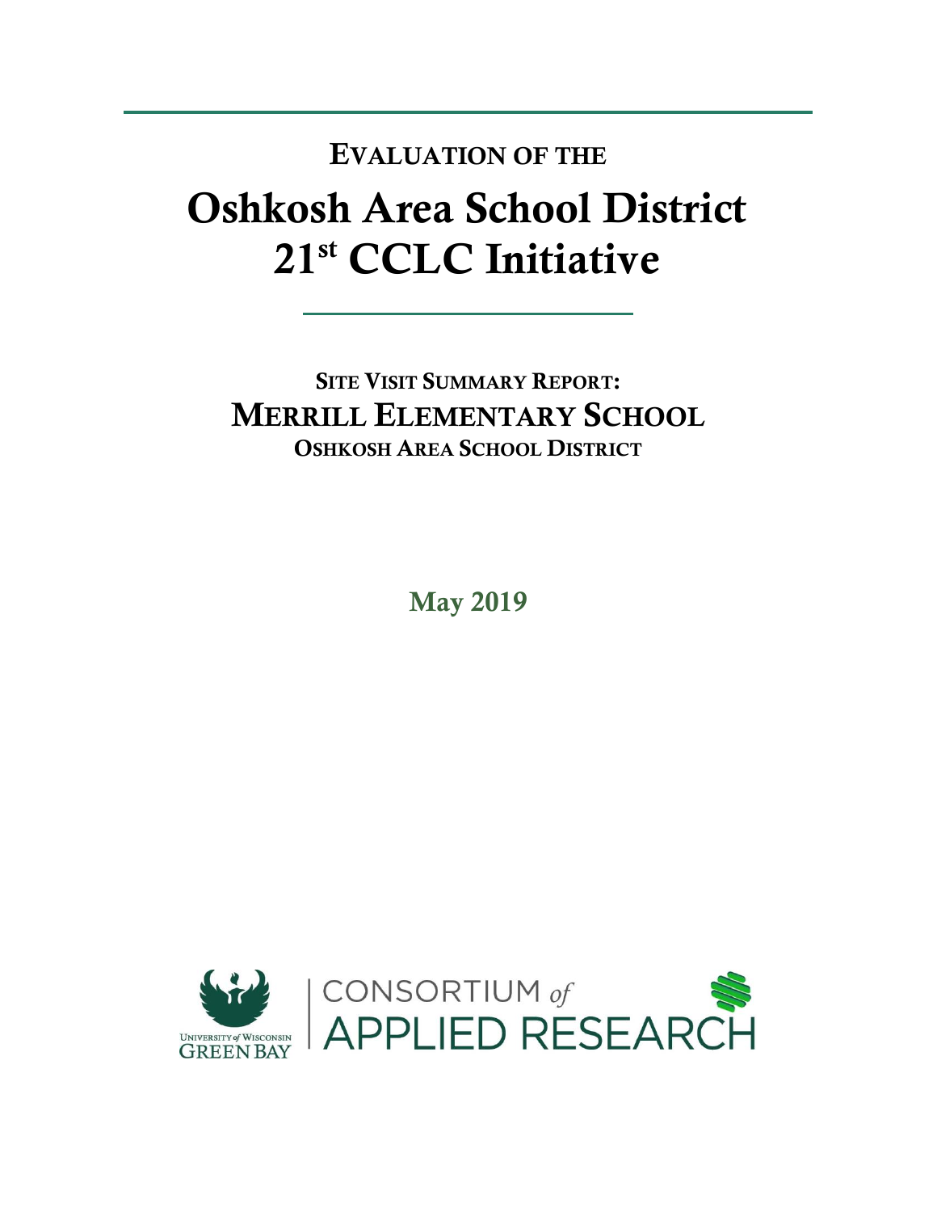# EVALUATION OF THE

# Oshkosh Area School District 21st CCLC Initiative

## SITE VISIT SUMMARY REPORT:

## MERRILL ELEMENTARY SCHOOL

### OSHKOSH AREA SCHOOL DISTRICT

**May 2019**

UNIVERSITY of WISCONSIN GREEN BAY | CONSORTIUM of APPLIED RESEARCH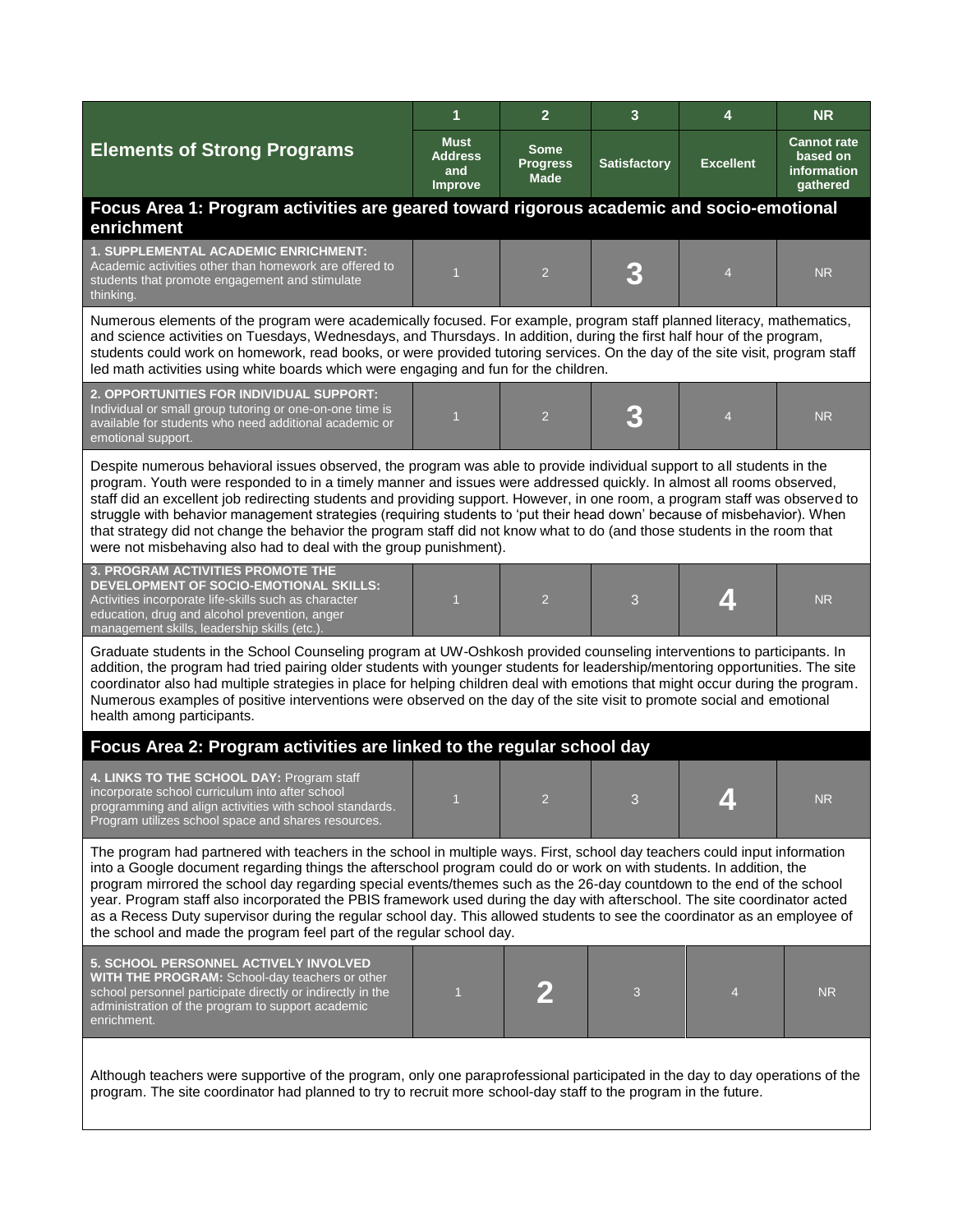| Elements of Strong Programs | 1<br>Must Address and Improve | 2<br>Some Progress Made | 3<br>Satisfactory | 4<br>Excellent | NR<br>Cannot rate based on information gathered |
|---|---|---|---|---|---|

## Focus Area 1: Program activities are geared toward rigorous academic and socio-emotional enrichment

| Element | 1 | 2 | 3 | 4 | NR |
|---|---|---|---|---|---|
| **1. SUPPLEMENTAL ACADEMIC ENRICHMENT:** Academic activities other than homework are offered to students that promote engagement and stimulate thinking. | 1 | 2 | **3** | 4 | NR |

Numerous elements of the program were academically focused. For example, program staff planned literacy, mathematics, and science activities on Tuesdays, Wednesdays, and Thursdays. In addition, during the first half hour of the program, students could work on homework, read books, or were provided tutoring services. On the day of the site visit, program staff led math activities using white boards which were engaging and fun for the children.

| Element | 1 | 2 | 3 | 4 | NR |
|---|---|---|---|---|---|
| **2. OPPORTUNITIES FOR INDIVIDUAL SUPPORT:** Individual or small group tutoring or one-on-one time is available for students who need additional academic or emotional support. | 1 | 2 | **3** | 4 | NR |

Despite numerous behavioral issues observed, the program was able to provide individual support to all students in the program. Youth were responded to in a timely manner and issues were addressed quickly. In almost all rooms observed, staff did an excellent job redirecting students and providing support. However, in one room, a program staff was observed to struggle with behavior management strategies (requiring students to 'put their head down' because of misbehavior). When that strategy did not change the behavior the program staff did not know what to do (and those students in the room that were not misbehaving also had to deal with the group punishment).

| Element | 1 | 2 | 3 | 4 | NR |
|---|---|---|---|---|---|
| **3. PROGRAM ACTIVITIES PROMOTE THE DEVELOPMENT OF SOCIO-EMOTIONAL SKILLS:** Activities incorporate life-skills such as character education, drug and alcohol prevention, anger management skills, leadership skills (etc.). | 1 | 2 | 3 | **4** | NR |

Graduate students in the School Counseling program at UW-Oshkosh provided counseling interventions to participants. In addition, the program had tried pairing older students with younger students for leadership/mentoring opportunities. The site coordinator also had multiple strategies in place for helping children deal with emotions that might occur during the program. Numerous examples of positive interventions were observed on the day of the site visit to promote social and emotional health among participants.

## Focus Area 2: Program activities are linked to the regular school day

| Element | 1 | 2 | 3 | 4 | NR |
|---|---|---|---|---|---|
| **4. LINKS TO THE SCHOOL DAY:** Program staff incorporate school curriculum into after school programming and align activities with school standards. Program utilizes school space and shares resources. | 1 | 2 | 3 | **4** | NR |

The program had partnered with teachers in the school in multiple ways. First, school day teachers could input information into a Google document regarding things the afterschool program could do or work on with students. In addition, the program mirrored the school day regarding special events/themes such as the 26-day countdown to the end of the school year. Program staff also incorporated the PBIS framework used during the day with afterschool. The site coordinator acted as a Recess Duty supervisor during the regular school day. This allowed students to see the coordinator as an employee of the school and made the program feel part of the regular school day.

| Element | 1 | 2 | 3 | 4 | NR |
|---|---|---|---|---|---|
| **5. SCHOOL PERSONNEL ACTIVELY INVOLVED WITH THE PROGRAM:** School-day teachers or other school personnel participate directly or indirectly in the administration of the program to support academic enrichment. | 1 | **2** | 3 | 4 | NR |

Although teachers were supportive of the program, only one paraprofessional participated in the day to day operations of the program. The site coordinator had planned to try to recruit more school-day staff to the program in the future.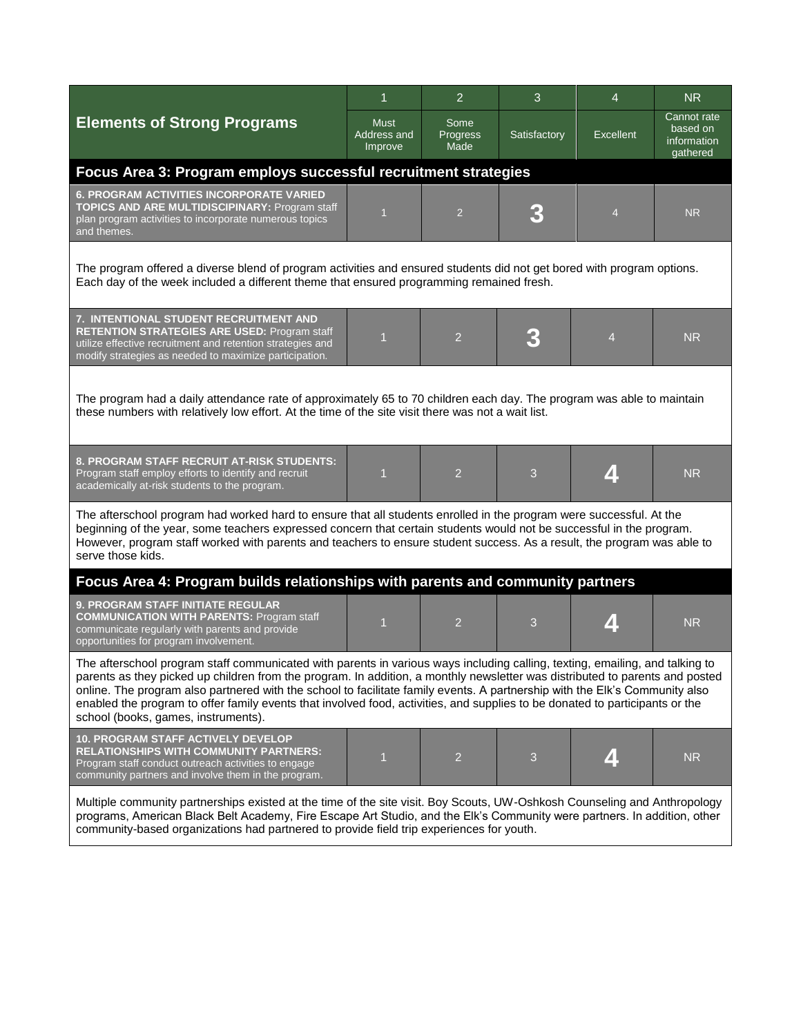| Elements of Strong Programs | 1<br>Must Address and Improve | 2<br>Some Progress Made | 3<br>Satisfactory | 4<br>Excellent | NR<br>Cannot rate based on information gathered |
|---|---|---|---|---|---|
| **Focus Area 3: Program employs successful recruitment strategies** | | | | | |
| **6. PROGRAM ACTIVITIES INCORPORATE VARIED TOPICS AND ARE MULTIDISCIPINARY:** Program staff plan program activities to incorporate numerous topics and themes. | 1 | 2 | **3** | 4 | NR |
| The program offered a diverse blend of program activities and ensured students did not get bored with program options. Each day of the week included a different theme that ensured programming remained fresh. | | | | | |
| **7. INTENTIONAL STUDENT RECRUITMENT AND RETENTION STRATEGIES ARE USED:** Program staff utilize effective recruitment and retention strategies and modify strategies as needed to maximize participation. | 1 | 2 | **3** | 4 | NR |
| The program had a daily attendance rate of approximately 65 to 70 children each day. The program was able to maintain these numbers with relatively low effort. At the time of the site visit there was not a wait list. | | | | | |
| **8. PROGRAM STAFF RECRUIT AT-RISK STUDENTS:** Program staff employ efforts to identify and recruit academically at-risk students to the program. | 1 | 2 | 3 | **4** | NR |
| The afterschool program had worked hard to ensure that all students enrolled in the program were successful. At the beginning of the year, some teachers expressed concern that certain students would not be successful in the program. However, program staff worked with parents and teachers to ensure student success. As a result, the program was able to serve those kids. | | | | | |
| **Focus Area 4: Program builds relationships with parents and community partners** | | | | | |
| **9. PROGRAM STAFF INITIATE REGULAR COMMUNICATION WITH PARENTS:** Program staff communicate regularly with parents and provide opportunities for program involvement. | 1 | 2 | 3 | **4** | NR |
| The afterschool program staff communicated with parents in various ways including calling, texting, emailing, and talking to parents as they picked up children from the program. In addition, a monthly newsletter was distributed to parents and posted online. The program also partnered with the school to facilitate family events. A partnership with the Elk's Community also enabled the program to offer family events that involved food, activities, and supplies to be donated to participants or the school (books, games, instruments). | | | | | |
| **10. PROGRAM STAFF ACTIVELY DEVELOP RELATIONSHIPS WITH COMMUNITY PARTNERS:** Program staff conduct outreach activities to engage community partners and involve them in the program. | 1 | 2 | 3 | **4** | NR |
| Multiple community partnerships existed at the time of the site visit. Boy Scouts, UW-Oshkosh Counseling and Anthropology programs, American Black Belt Academy, Fire Escape Art Studio, and the Elk's Community were partners. In addition, other community-based organizations had partnered to provide field trip experiences for youth. | | | | | |